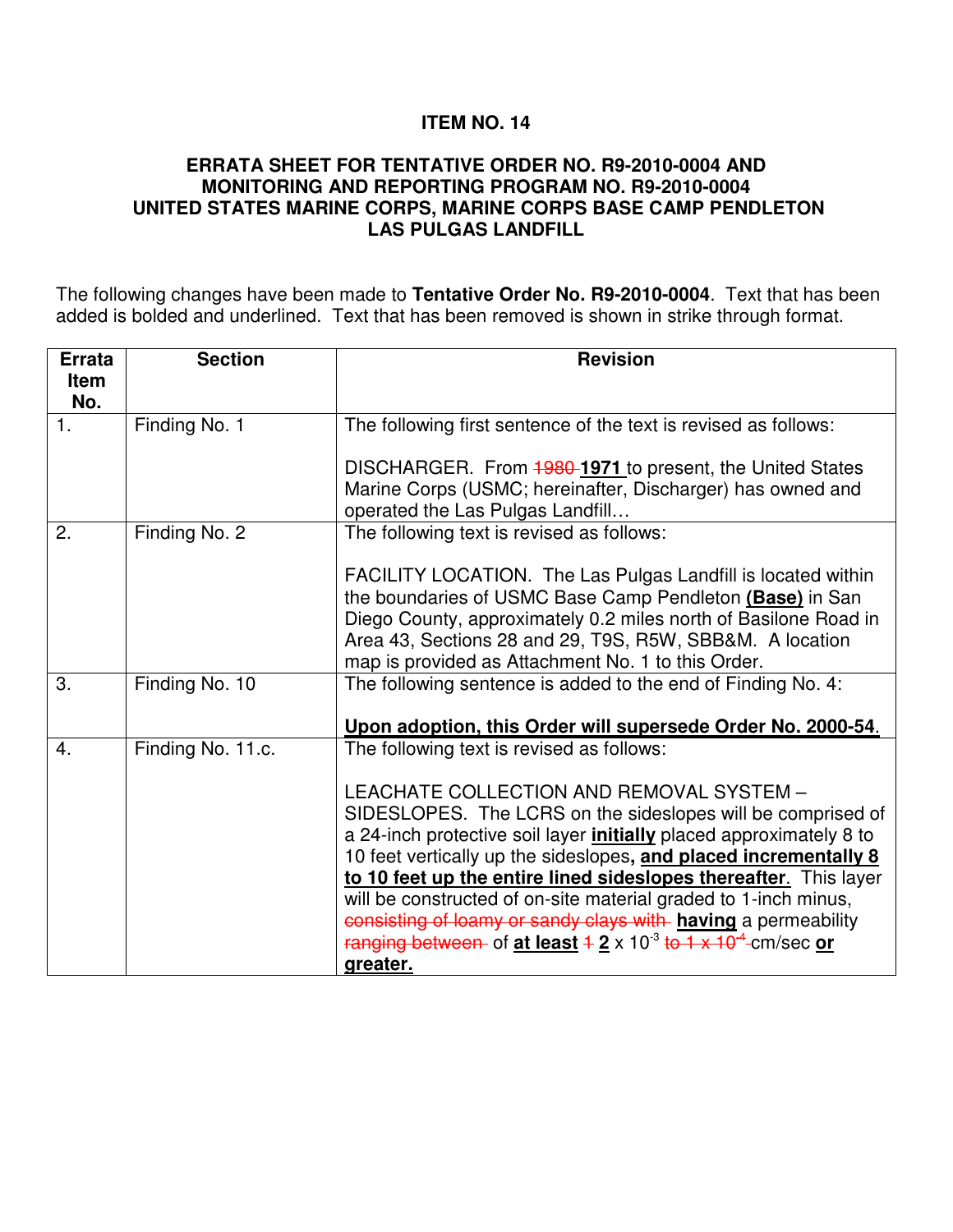# ITEM NO. 14

## ERRATA SHEET FOR TENTATIVE ORDER NO. R9-2010-0004 AND MONITORING AND REPORTING PROGRAM NO. R9-2010-0004 UNITED STATES MARINE CORPS, MARINE CORPS BASE CAMP PENDLETON LAS PULGAS LANDFILL

The following changes have been made to **Tentative Order No. R9-2010-0004**. Text that has been added is bolded and underlined. Text that has been removed is shown in strike through format.

| Errata Item No. | Section | Revision |
|---|---|---|
| 1. | Finding No. 1 | The following first sentence of the text is revised as follows:<br><br>DISCHARGER. From ~~1980~~ **<u>1971</u>** to present, the United States Marine Corps (USMC; hereinafter, Discharger) has owned and operated the Las Pulgas Landfill… |
| 2. | Finding No. 2 | The following text is revised as follows:<br><br>FACILITY LOCATION. The Las Pulgas Landfill is located within the boundaries of USMC Base Camp Pendleton **<u>(Base)</u>** in San Diego County, approximately 0.2 miles north of Basilone Road in Area 43, Sections 28 and 29, T9S, R5W, SBB&M. A location map is provided as Attachment No. 1 to this Order. |
| 3. | Finding No. 10 | The following sentence is added to the end of Finding No. 4:<br><br>**<u>Upon adoption, this Order will supersede Order No. 2000-54</u>**. |
| 4. | Finding No. 11.c. | The following text is revised as follows:<br><br>LEACHATE COLLECTION AND REMOVAL SYSTEM – SIDESLOPES. The LCRS on the sideslopes will be comprised of a 24-inch protective soil layer **<u>initially</u>** placed approximately 8 to 10 feet vertically up the sideslopes**<u>, and placed incrementally 8 to 10 feet up the entire lined sideslopes thereafter</u>**. This layer will be constructed of on-site material graded to 1-inch minus, ~~consisting of loamy or sandy clays with~~ **<u>having</u>** a permeability ~~ranging between~~ of **<u>at least</u>** ~~1~~ **<u>2</u>** x $10^{-3}$ ~~to 1 x $10^{-4}$~~ cm/sec **<u>or greater.</u>** |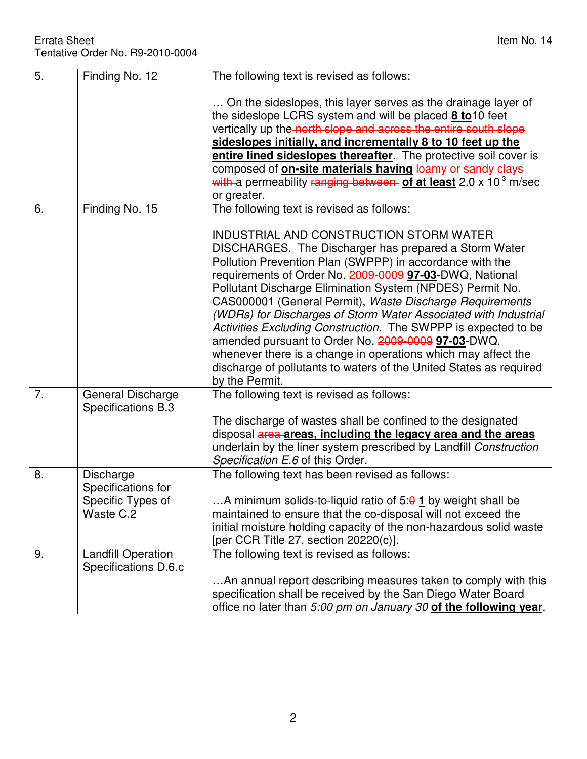| 5. | Finding No. 12 | The following text is revised as follows:<br><br>… On the sideslopes, this layer serves as the drainage layer of the sideslope LCRS system and will be placed **<u>8 to</u>**10 feet vertically up the ~~north slope and across the entire south slope~~ **<u>sideslopes initially, and incrementally 8 to 10 feet up the entire lined sideslopes thereafter</u>**. The protective soil cover is composed of **<u>on-site materials having</u>** ~~loamy or sandy clays with~~ a permeability ~~ranging between~~ **<u>of at least</u>** 2.0 x $10^{-3}$ m/sec or greater. |
|---|---|---|
| 6. | Finding No. 15 | The following text is revised as follows:<br><br>INDUSTRIAL AND CONSTRUCTION STORM WATER DISCHARGES. The Discharger has prepared a Storm Water Pollution Prevention Plan (SWPPP) in accordance with the requirements of Order No. ~~2009-0009~~ **<u>97-03</u>**-DWQ, National Pollutant Discharge Elimination System (NPDES) Permit No. CAS000001 (General Permit), *Waste Discharge Requirements (WDRs) for Discharges of Storm Water Associated with Industrial Activities Excluding Construction.* The SWPPP is expected to be amended pursuant to Order No. ~~2009-0009~~ **<u>97-03</u>**-DWQ, whenever there is a change in operations which may affect the discharge of pollutants to waters of the United States as required by the Permit. |
| 7. | General Discharge Specifications B.3 | The following text is revised as follows:<br><br>The discharge of wastes shall be confined to the designated disposal ~~area~~ **<u>areas, including the legacy area and the areas</u>** underlain by the liner system prescribed by Landfill *Construction Specification E.6* of this Order. |
| 8. | Discharge Specifications for Specific Types of Waste C.2 | The following text has been revised as follows:<br><br>…A minimum solids-to-liquid ratio of 5:~~0~~ **<u>1</u>** by weight shall be maintained to ensure that the co-disposal will not exceed the initial moisture holding capacity of the non-hazardous solid waste [per CCR Title 27, section 20220(c)]. |
| 9. | Landfill Operation Specifications D.6.c | The following text is revised as follows:<br><br>…An annual report describing measures taken to comply with this specification shall be received by the San Diego Water Board office no later than *5:00 pm on January 30* **<u>of the following year</u>**. |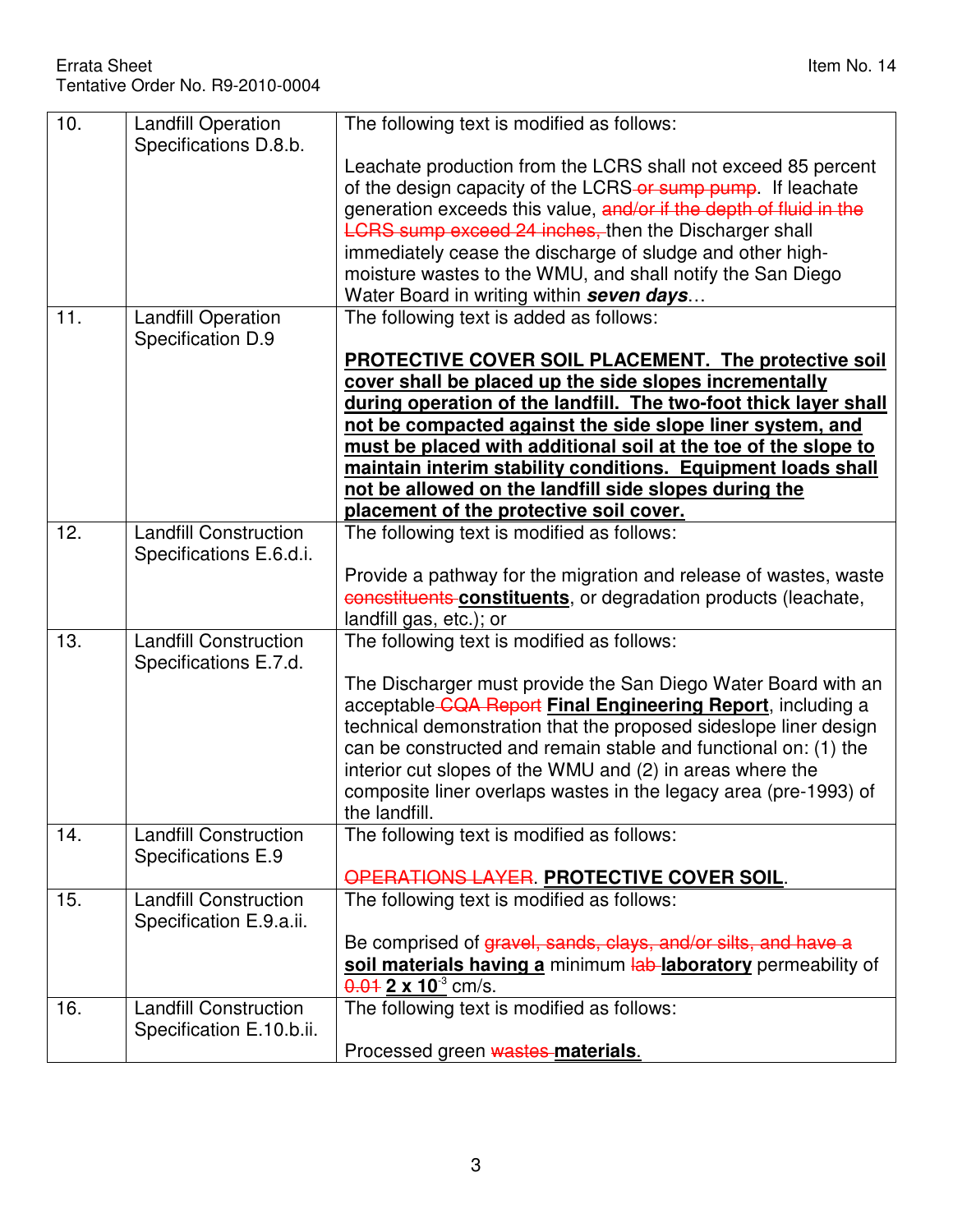| 10. | Landfill Operation Specifications D.8.b. | The following text is modified as follows:<br><br>Leachate production from the LCRS shall not exceed 85 percent of the design capacity of the LCRS ~~or sump pump~~. If leachate generation exceeds this value, ~~and/or if the depth of fluid in the LCRS sump exceed 24 inches,~~ then the Discharger shall immediately cease the discharge of sludge and other high-moisture wastes to the WMU, and shall notify the San Diego Water Board in writing within ***seven days***… |
|---|---|---|
| 11. | Landfill Operation Specification D.9 | The following text is added as follows:<br><br>**<u>PROTECTIVE COVER SOIL PLACEMENT. The protective soil cover shall be placed up the side slopes incrementally during operation of the landfill. The two-foot thick layer shall not be compacted against the side slope liner system, and must be placed with additional soil at the toe of the slope to maintain interim stability conditions. Equipment loads shall not be allowed on the landfill side slopes during the placement of the protective soil cover.</u>** |
| 12. | Landfill Construction Specifications E.6.d.i. | The following text is modified as follows:<br><br>Provide a pathway for the migration and release of wastes, waste ~~concstituents~~ **<u>constituents</u>**, or degradation products (leachate, landfill gas, etc.); or |
| 13. | Landfill Construction Specifications E.7.d. | The following text is modified as follows:<br><br>The Discharger must provide the San Diego Water Board with an acceptable ~~CQA Report~~ **<u>Final Engineering Report</u>**, including a technical demonstration that the proposed sideslope liner design can be constructed and remain stable and functional on: (1) the interior cut slopes of the WMU and (2) in areas where the composite liner overlaps wastes in the legacy area (pre-1993) of the landfill. |
| 14. | Landfill Construction Specifications E.9 | The following text is modified as follows:<br><br>~~OPERATIONS LAYER~~. **<u>PROTECTIVE COVER SOIL</u>**. |
| 15. | Landfill Construction Specification E.9.a.ii. | The following text is modified as follows:<br><br>Be comprised of ~~gravel, sands, clays, and/or silts, and have a~~ **<u>soil materials having a</u>** minimum ~~lab~~ **<u>laboratory</u>** permeability of ~~0.01~~ **<u>$2 \times 10^{-3}$</u>** cm/s. |
| 16. | Landfill Construction Specification E.10.b.ii. | The following text is modified as follows:<br><br>Processed green ~~wastes~~ **<u>materials</u>**. |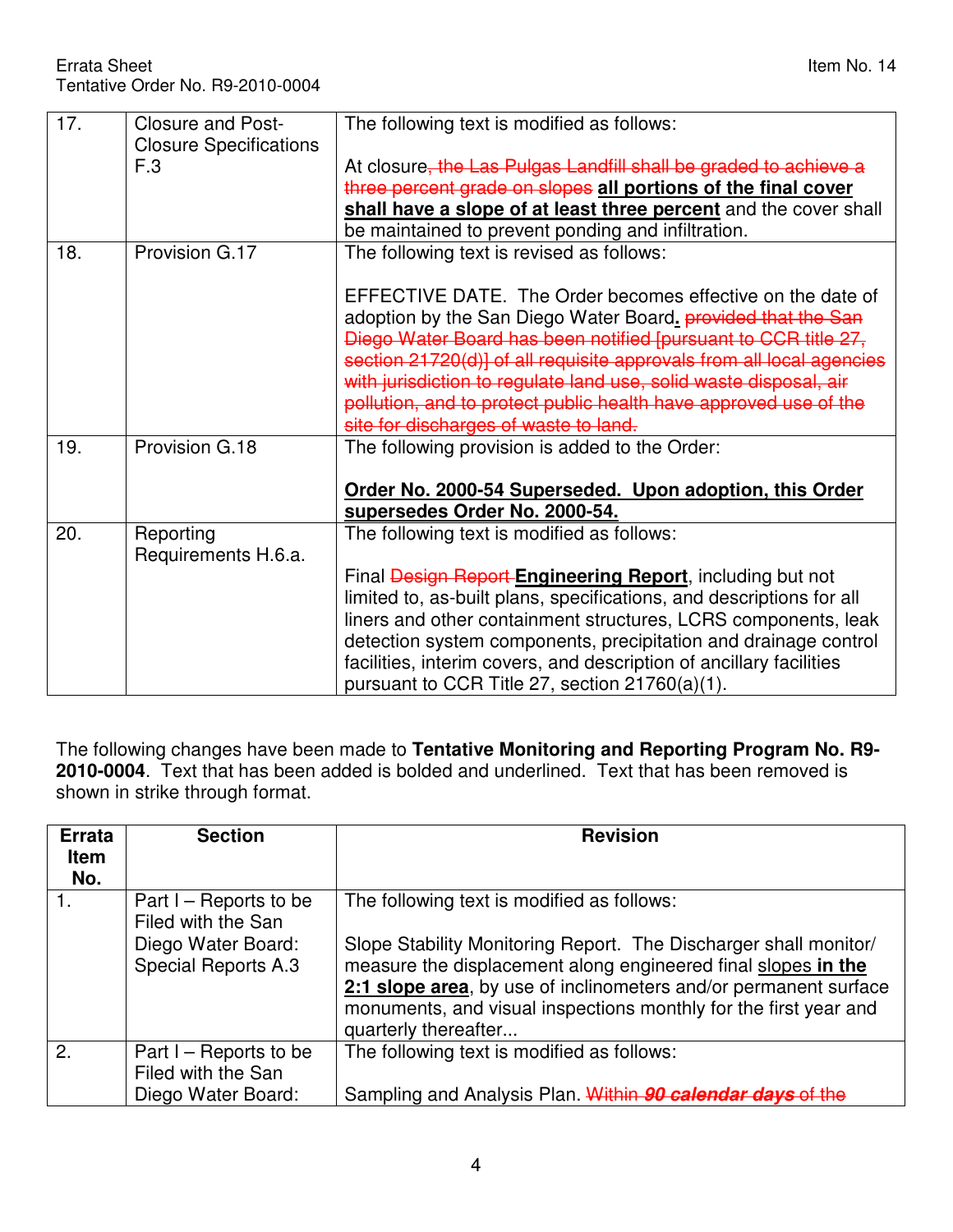| 17. | Closure and Post-Closure Specifications F.3 | The following text is modified as follows:<br><br>At closure~~, the Las Pulgas Landfill shall be graded to achieve a three percent grade on slopes~~ <u>**all portions of the final cover shall have a slope of at least three percent**</u> and the cover shall be maintained to prevent ponding and infiltration. |
|---|---|---|
| 18. | Provision G.17 | The following text is revised as follows:<br><br>EFFECTIVE DATE. The Order becomes effective on the date of adoption by the San Diego Water Board<u>**.**</u> ~~provided that the San Diego Water Board has been notified [pursuant to CCR title 27, section 21720(d)] of all requisite approvals from all local agencies with jurisdiction to regulate land use, solid waste disposal, air pollution, and to protect public health have approved use of the site for discharges of waste to land.~~ |
| 19. | Provision G.18 | The following provision is added to the Order:<br><br><u>**Order No. 2000-54 Superseded. Upon adoption, this Order supersedes Order No. 2000-54.**</u> |
| 20. | Reporting Requirements H.6.a. | The following text is modified as follows:<br><br>Final ~~Design Report~~ <u>**Engineering Report**</u>, including but not limited to, as-built plans, specifications, and descriptions for all liners and other containment structures, LCRS components, leak detection system components, precipitation and drainage control facilities, interim covers, and description of ancillary facilities pursuant to CCR Title 27, section 21760(a)(1). |

The following changes have been made to **Tentative Monitoring and Reporting Program No. R9-2010-0004**. Text that has been added is bolded and underlined. Text that has been removed is shown in strike through format.

| Errata Item No. | Section | Revision |
|---|---|---|
| 1. | Part I – Reports to be Filed with the San Diego Water Board: Special Reports A.3 | The following text is modified as follows:<br><br>Slope Stability Monitoring Report. The Discharger shall monitor/ measure the displacement along engineered final <u>slopes</u> <u>**in the 2:1 slope area**</u>, by use of inclinometers and/or permanent surface monuments, and visual inspections monthly for the first year and quarterly thereafter... |
| 2. | Part I – Reports to be Filed with the San Diego Water Board: | The following text is modified as follows:<br><br>Sampling and Analysis Plan. ~~Within ***90 calendar days*** of the~~ |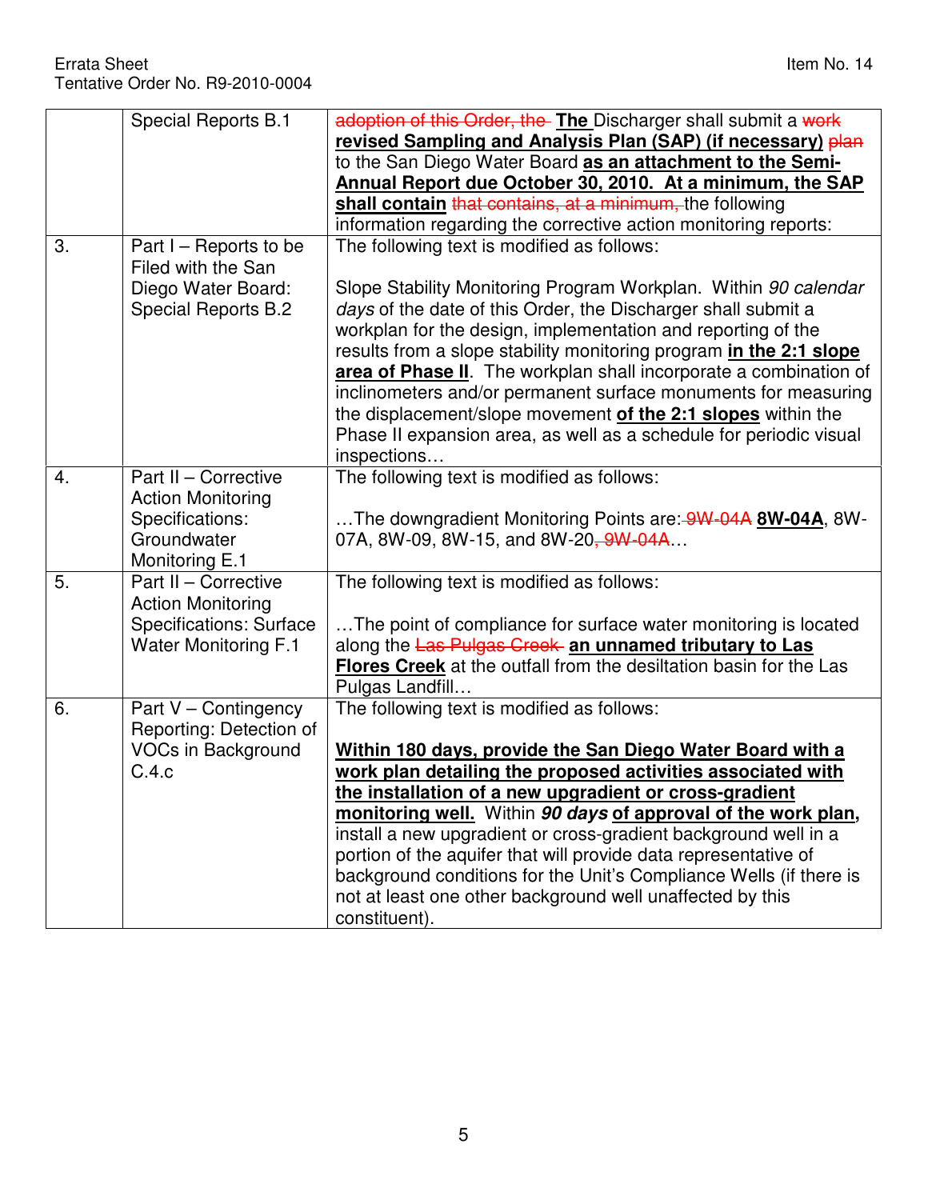| | | |
|---|---|---|
| | Special Reports B.1 | ~~adoption of this Order, the~~ **<u>The</u>** Discharger shall submit a ~~work~~ **<u>revised Sampling and Analysis Plan (SAP) (if necessary)</u>** ~~plan~~ to the San Diego Water Board **<u>as an attachment to the Semi-Annual Report due October 30, 2010. At a minimum, the SAP shall contain</u>** ~~that contains, at a minimum,~~ the following information regarding the corrective action monitoring reports: |
| 3. | Part I – Reports to be Filed with the San Diego Water Board: Special Reports B.2 | The following text is modified as follows:<br><br>Slope Stability Monitoring Program Workplan. Within *90 calendar days* of the date of this Order, the Discharger shall submit a workplan for the design, implementation and reporting of the results from a slope stability monitoring program **<u>in the 2:1 slope area of Phase II</u>**. The workplan shall incorporate a combination of inclinometers and/or permanent surface monuments for measuring the displacement/slope movement **<u>of the 2:1 slopes</u>** within the Phase II expansion area, as well as a schedule for periodic visual inspections… |
| 4. | Part II – Corrective Action Monitoring Specifications: Groundwater Monitoring E.1 | The following text is modified as follows:<br><br>…The downgradient Monitoring Points are: ~~9W-04A~~ **<u>8W-04A</u>**, 8W-07A, 8W-09, 8W-15, and 8W-20~~, 9W-04A~~… |
| 5. | Part II – Corrective Action Monitoring Specifications: Surface Water Monitoring F.1 | The following text is modified as follows:<br><br>…The point of compliance for surface water monitoring is located along the ~~Las Pulgas Creek~~ **<u>an unnamed tributary to Las Flores Creek</u>** at the outfall from the desiltation basin for the Las Pulgas Landfill… |
| 6. | Part V – Contingency Reporting: Detection of VOCs in Background C.4.c | The following text is modified as follows:<br><br>**<u>Within 180 days, provide the San Diego Water Board with a work plan detailing the proposed activities associated with the installation of a new upgradient or cross-gradient monitoring well.</u>** Within ***90 days*** **<u>of approval of the work plan,</u>** install a new upgradient or cross-gradient background well in a portion of the aquifer that will provide data representative of background conditions for the Unit's Compliance Wells (if there is not at least one other background well unaffected by this constituent). |